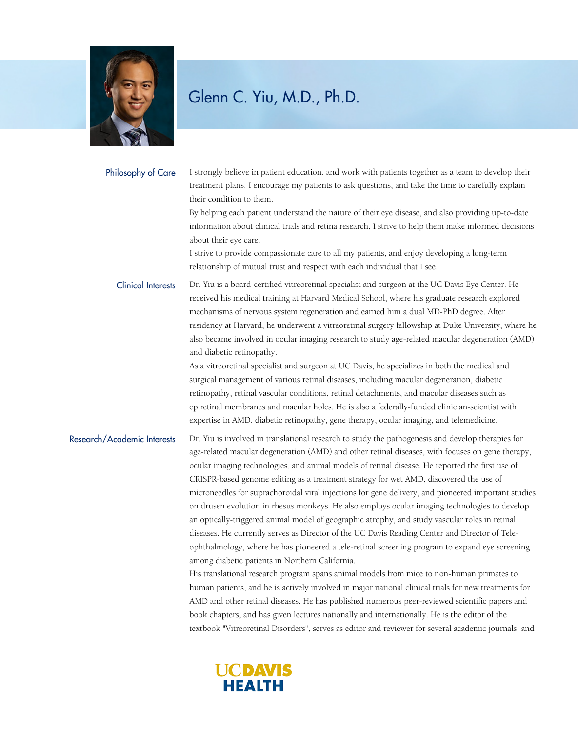# Glenn C. Yiu, M.D., Ph.D.

## Philosophy of Care

I strongly believe in patient education, and work with patients together as a team to develop their treatment plans. I encourage my patients to ask questions, and take the time to carefully explain their condition to them.

By helping each patient understand the nature of their eye disease, and also providing up-to-date information about clinical trials and retina research, I strive to help them make informed decisions about their eye care.

I strive to provide compassionate care to all my patients, and enjoy developing a long-term relationship of mutual trust and respect with each individual that I see.

## Clinical Interests

Dr. Yiu is a board-certified vitreoretinal specialist and surgeon at the UC Davis Eye Center. He received his medical training at Harvard Medical School, where his graduate research explored mechanisms of nervous system regeneration and earned him a dual MD-PhD degree. After residency at Harvard, he underwent a vitreoretinal surgery fellowship at Duke University, where he also became involved in ocular imaging research to study age-related macular degeneration (AMD) and diabetic retinopathy.

As a vitreoretinal specialist and surgeon at UC Davis, he specializes in both the medical and surgical management of various retinal diseases, including macular degeneration, diabetic retinopathy, retinal vascular conditions, retinal detachments, and macular diseases such as epiretinal membranes and macular holes. He is also a federally-funded clinician-scientist with expertise in AMD, diabetic retinopathy, gene therapy, ocular imaging, and telemedicine.

## Research/Academic Interests

Dr. Yiu is involved in translational research to study the pathogenesis and develop therapies for age-related macular degeneration (AMD) and other retinal diseases, with focuses on gene therapy, ocular imaging technologies, and animal models of retinal disease. He reported the first use of CRISPR-based genome editing as a treatment strategy for wet AMD, discovered the use of microneedles for suprachoroidal viral injections for gene delivery, and pioneered important studies on drusen evolution in rhesus monkeys. He also employs ocular imaging technologies to develop an optically-triggered animal model of geographic atrophy, and study vascular roles in retinal diseases. He currently serves as Director of the UC Davis Reading Center and Director of Tele-ophthalmology, where he has pioneered a tele-retinal screening program to expand eye screening among diabetic patients in Northern California.

His translational research program spans animal models from mice to non-human primates to human patients, and he is actively involved in major national clinical trials for new treatments for AMD and other retinal diseases. He has published numerous peer-reviewed scientific papers and book chapters, and has given lectures nationally and internationally. He is the editor of the textbook "Vitreoretinal Disorders", serves as editor and reviewer for several academic journals, and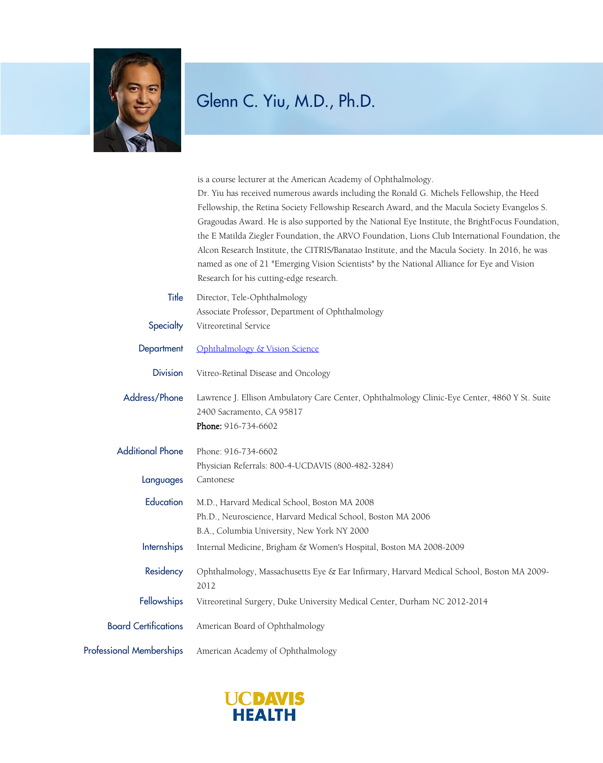# Glenn C. Yiu, M.D., Ph.D.

is a course lecturer at the American Academy of Ophthalmology.

Dr. Yiu has received numerous awards including the Ronald G. Michels Fellowship, the Heed Fellowship, the Retina Society Fellowship Research Award, and the Macula Society Evangelos S. Gragoudas Award. He is also supported by the National Eye Institute, the BrightFocus Foundation, the E Matilda Ziegler Foundation, the ARVO Foundation, Lions Club International Foundation, the Alcon Research Institute, the CITRIS/Banatao Institute, and the Macula Society. In 2016, he was named as one of 21 "Emerging Vision Scientists" by the National Alliance for Eye and Vision Research for his cutting-edge research.

**Title**
Director, Tele-Ophthalmology
Associate Professor, Department of Ophthalmology

**Specialty**
Vitreoretinal Service

**Department**
Ophthalmology & Vision Science

**Division**
Vitreo-Retinal Disease and Oncology

**Address/Phone**
Lawrence J. Ellison Ambulatory Care Center, Ophthalmology Clinic-Eye Center, 4860 Y St. Suite 2400 Sacramento, CA 95817
**Phone:** 916-734-6602

**Additional Phone**
Phone: 916-734-6602
Physician Referrals: 800-4-UCDAVIS (800-482-3284)

**Languages**
Cantonese

**Education**
M.D., Harvard Medical School, Boston MA 2008
Ph.D., Neuroscience, Harvard Medical School, Boston MA 2006
B.A., Columbia University, New York NY 2000

**Internships**
Internal Medicine, Brigham & Women's Hospital, Boston MA 2008-2009

**Residency**
Ophthalmology, Massachusetts Eye & Ear Infirmary, Harvard Medical School, Boston MA 2009-2012

**Fellowships**
Vitreoretinal Surgery, Duke University Medical Center, Durham NC 2012-2014

**Board Certifications**
American Board of Ophthalmology

**Professional Memberships**
American Academy of Ophthalmology

UCDAVIS HEALTH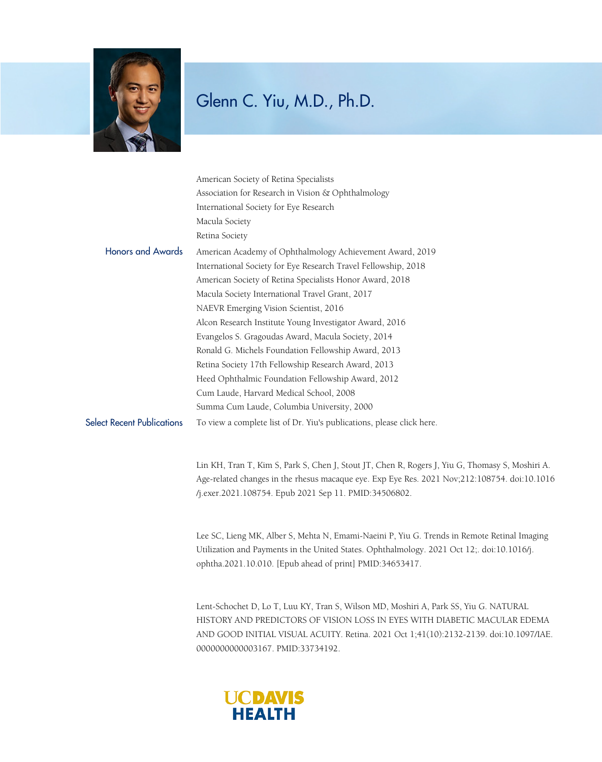# Glenn C. Yiu, M.D., Ph.D.

American Society of Retina Specialists
Association for Research in Vision & Ophthalmology
International Society for Eye Research
Macula Society
Retina Society

**Honors and Awards**

American Academy of Ophthalmology Achievement Award, 2019
International Society for Eye Research Travel Fellowship, 2018
American Society of Retina Specialists Honor Award, 2018
Macula Society International Travel Grant, 2017
NAEVR Emerging Vision Scientist, 2016
Alcon Research Institute Young Investigator Award, 2016
Evangelos S. Gragoudas Award, Macula Society, 2014
Ronald G. Michels Foundation Fellowship Award, 2013
Retina Society 17th Fellowship Research Award, 2013
Heed Ophthalmic Foundation Fellowship Award, 2012
Cum Laude, Harvard Medical School, 2008
Summa Cum Laude, Columbia University, 2000

**Select Recent Publications**

To view a complete list of Dr. Yiu's publications, please click here.

Lin KH, Tran T, Kim S, Park S, Chen J, Stout JT, Chen R, Rogers J, Yiu G, Thomasy S, Moshiri A. Age-related changes in the rhesus macaque eye. Exp Eye Res. 2021 Nov;212:108754. doi:10.1016/j.exer.2021.108754. Epub 2021 Sep 11. PMID:34506802.

Lee SC, Lieng MK, Alber S, Mehta N, Emami-Naeini P, Yiu G. Trends in Remote Retinal Imaging Utilization and Payments in the United States. Ophthalmology. 2021 Oct 12;. doi:10.1016/j.ophtha.2021.10.010. [Epub ahead of print] PMID:34653417.

Lent-Schochet D, Lo T, Luu KY, Tran S, Wilson MD, Moshiri A, Park SS, Yiu G. NATURAL HISTORY AND PREDICTORS OF VISION LOSS IN EYES WITH DIABETIC MACULAR EDEMA AND GOOD INITIAL VISUAL ACUITY. Retina. 2021 Oct 1;41(10):2132-2139. doi:10.1097/IAE.0000000000003167. PMID:33734192.

UCDAVIS HEALTH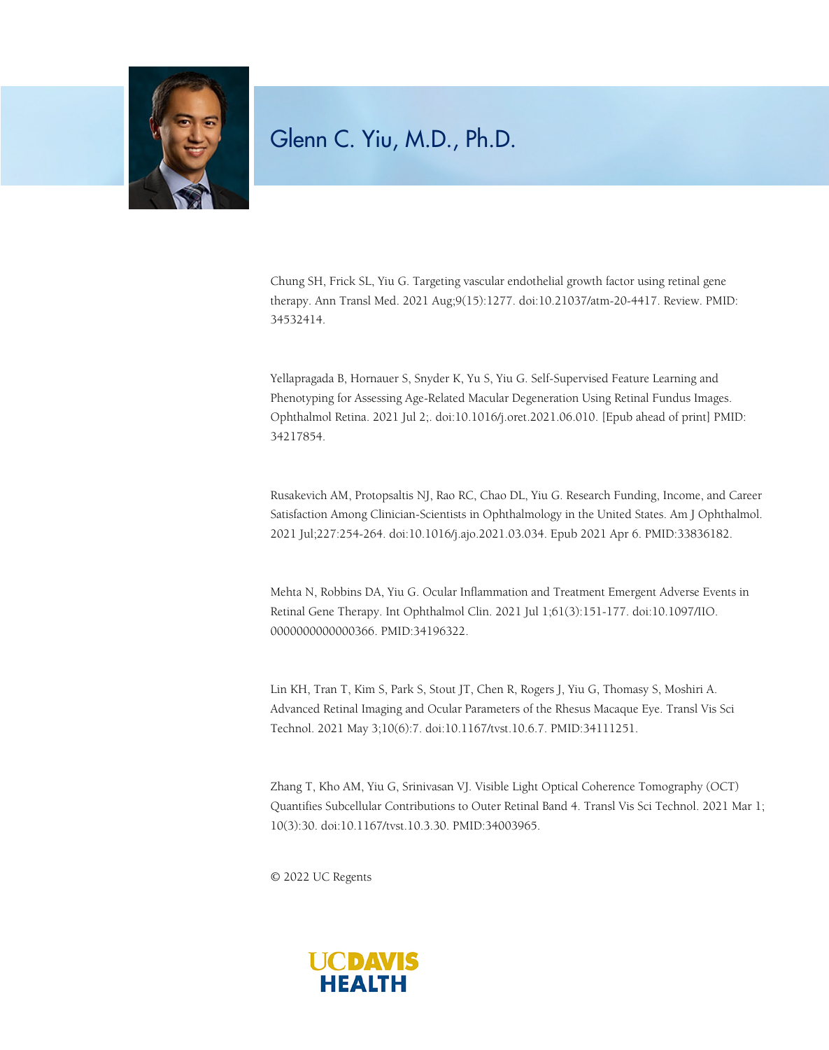# Glenn C. Yiu, M.D., Ph.D.

Chung SH, Frick SL, Yiu G. Targeting vascular endothelial growth factor using retinal gene therapy. Ann Transl Med. 2021 Aug;9(15):1277. doi:10.21037/atm-20-4417. Review. PMID: 34532414.

Yellapragada B, Hornauer S, Snyder K, Yu S, Yiu G. Self-Supervised Feature Learning and Phenotyping for Assessing Age-Related Macular Degeneration Using Retinal Fundus Images. Ophthalmol Retina. 2021 Jul 2;. doi:10.1016/j.oret.2021.06.010. [Epub ahead of print] PMID: 34217854.

Rusakevich AM, Protopsaltis NJ, Rao RC, Chao DL, Yiu G. Research Funding, Income, and Career Satisfaction Among Clinician-Scientists in Ophthalmology in the United States. Am J Ophthalmol. 2021 Jul;227:254-264. doi:10.1016/j.ajo.2021.03.034. Epub 2021 Apr 6. PMID:33836182.

Mehta N, Robbins DA, Yiu G. Ocular Inflammation and Treatment Emergent Adverse Events in Retinal Gene Therapy. Int Ophthalmol Clin. 2021 Jul 1;61(3):151-177. doi:10.1097/IIO.0000000000000366. PMID:34196322.

Lin KH, Tran T, Kim S, Park S, Stout JT, Chen R, Rogers J, Yiu G, Thomasy S, Moshiri A. Advanced Retinal Imaging and Ocular Parameters of the Rhesus Macaque Eye. Transl Vis Sci Technol. 2021 May 3;10(6):7. doi:10.1167/tvst.10.6.7. PMID:34111251.

Zhang T, Kho AM, Yiu G, Srinivasan VJ. Visible Light Optical Coherence Tomography (OCT) Quantifies Subcellular Contributions to Outer Retinal Band 4. Transl Vis Sci Technol. 2021 Mar 1;10(3):30. doi:10.1167/tvst.10.3.30. PMID:34003965.

© 2022 UC Regents

UCDAVIS HEALTH